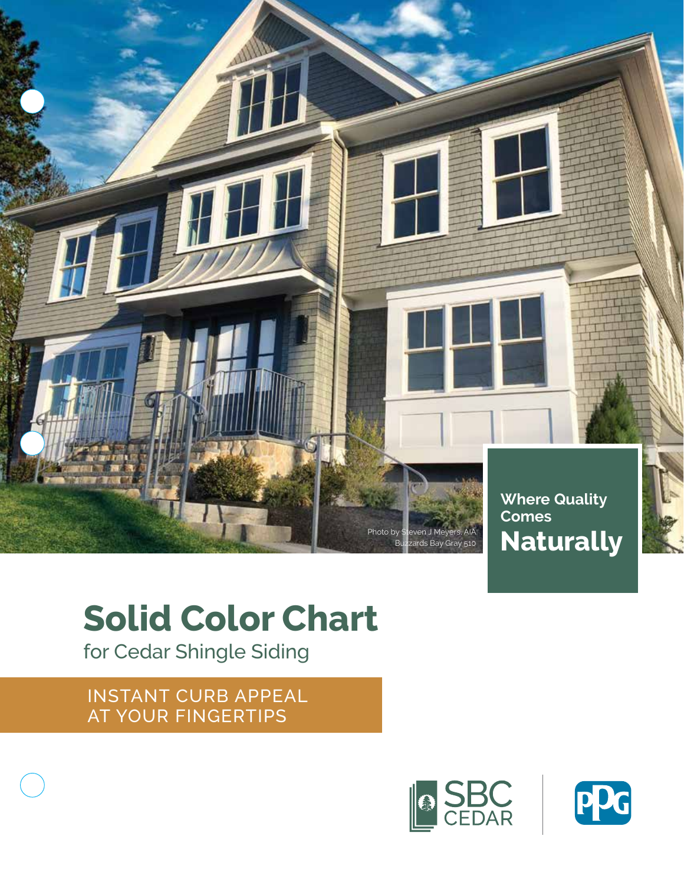Photo by Steven J Meyers, AIA
Buzzards Bay Gray 510

**Where Quality Comes**
**Naturally**

# Solid Color Chart

## for Cedar Shingle Siding

INSTANT CURB APPEAL
AT YOUR FINGERTIPS

SBC CEDAR

PPG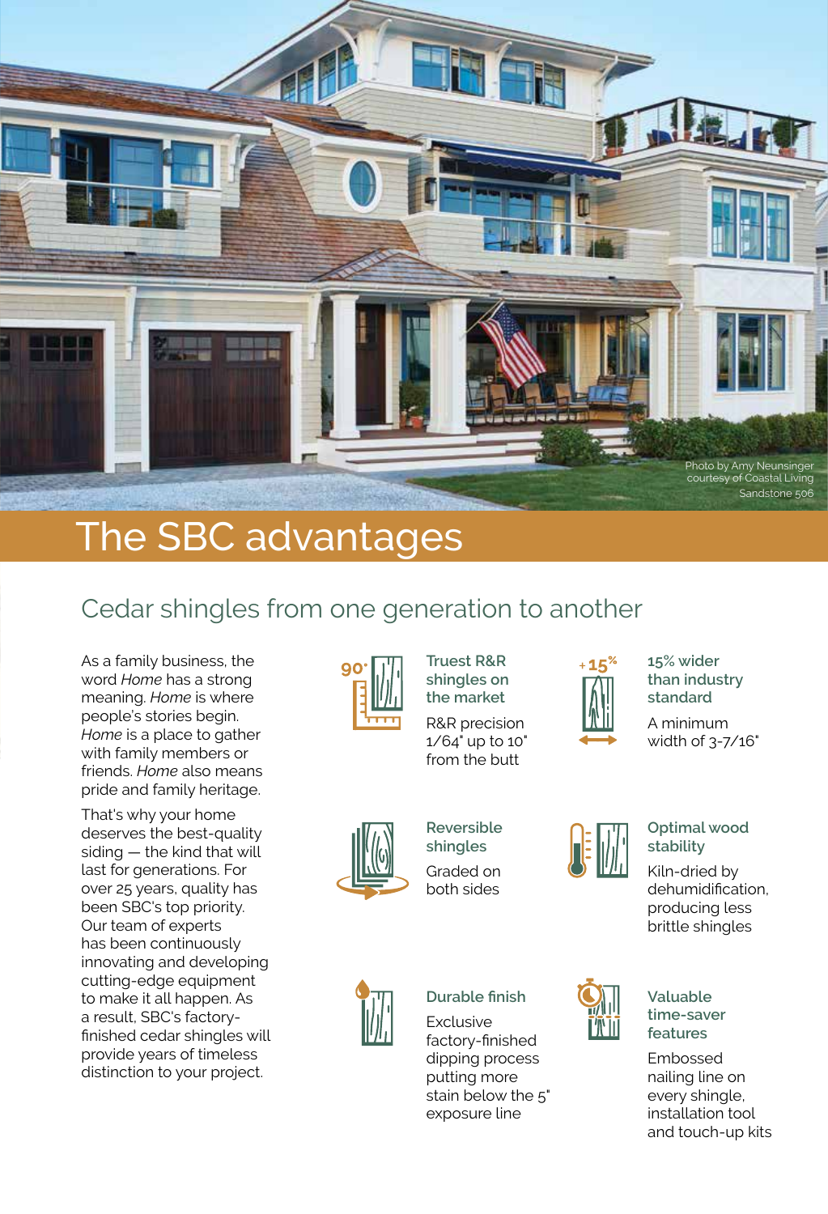Photo by Amy Neunsinger courtesy of Coastal Living
Sandstone 506

# The SBC advantages

## Cedar shingles from one generation to another

As a family business, the word *Home* has a strong meaning. *Home* is where people's stories begin. *Home* is a place to gather with family members or friends. *Home* also means pride and family heritage.

That's why your home deserves the best-quality siding — the kind that will last for generations. For over 25 years, quality has been SBC's top priority. Our team of experts has been continuously innovating and developing cutting-edge equipment to make it all happen. As a result, SBC's factory-finished cedar shingles will provide years of timeless distinction to your project.

### Truest R&R shingles on the market

R&R precision 1/64" up to 10" from the butt

### 15% wider than industry standard

A minimum width of 3-7/16"

### Reversible shingles

Graded on both sides

### Optimal wood stability

Kiln-dried by dehumidification, producing less brittle shingles

### Durable finish

Exclusive factory-finished dipping process putting more stain below the 5" exposure line

### Valuable time-saver features

Embossed nailing line on every shingle, installation tool and touch-up kits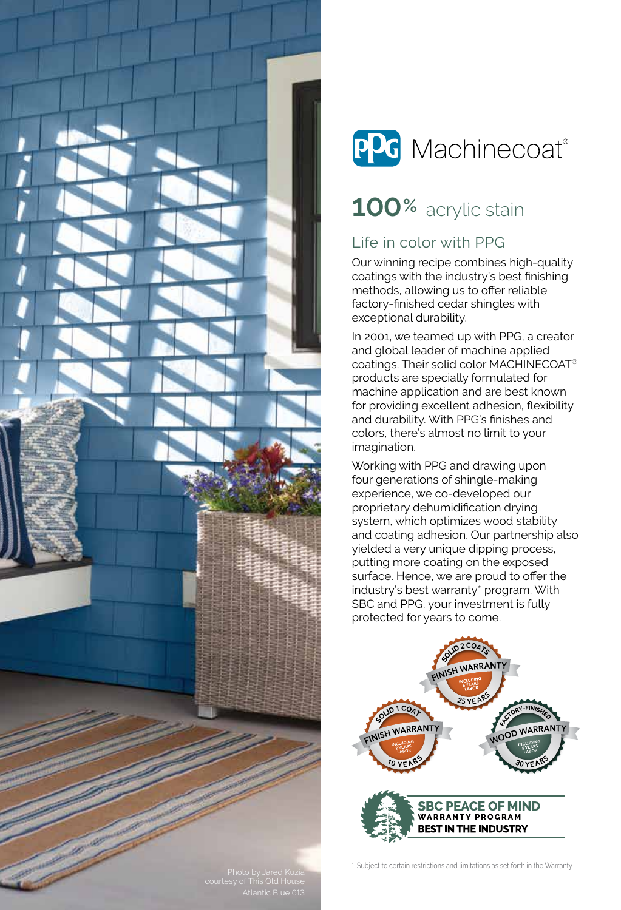# PPG Machinecoat®

## 100% acrylic stain

### Life in color with PPG

Our winning recipe combines high-quality coatings with the industry's best finishing methods, allowing us to offer reliable factory-finished cedar shingles with exceptional durability.

In 2001, we teamed up with PPG, a creator and global leader of machine applied coatings. Their solid color MACHINECOAT® products are specially formulated for machine application and are best known for providing excellent adhesion, flexibility and durability. With PPG's finishes and colors, there's almost no limit to your imagination.

Working with PPG and drawing upon four generations of shingle-making experience, we co-developed our proprietary dehumidification drying system, which optimizes wood stability and coating adhesion. Our partnership also yielded a very unique dipping process, putting more coating on the exposed surface. Hence, we are proud to offer the industry's best warranty* program. With SBC and PPG, your investment is fully protected for years to come.

SOLID 2 COATS FINISH WARRANTY INCLUDING 5 YEARS LABOR 25 YEARS

SOLID 1 COAT FINISH WARRANTY INCLUDING 2 YEARS LABOR 10 YEARS

FACTORY-FINISHED WOOD WARRANTY INCLUDING 5 YEARS LABOR 30 YEARS

**SBC PEACE OF MIND**
**WARRANTY PROGRAM**
**BEST IN THE INDUSTRY**

\* Subject to certain restrictions and limitations as set forth in the Warranty

Photo by Jared Kuzia courtesy of This Old House
Atlantic Blue 613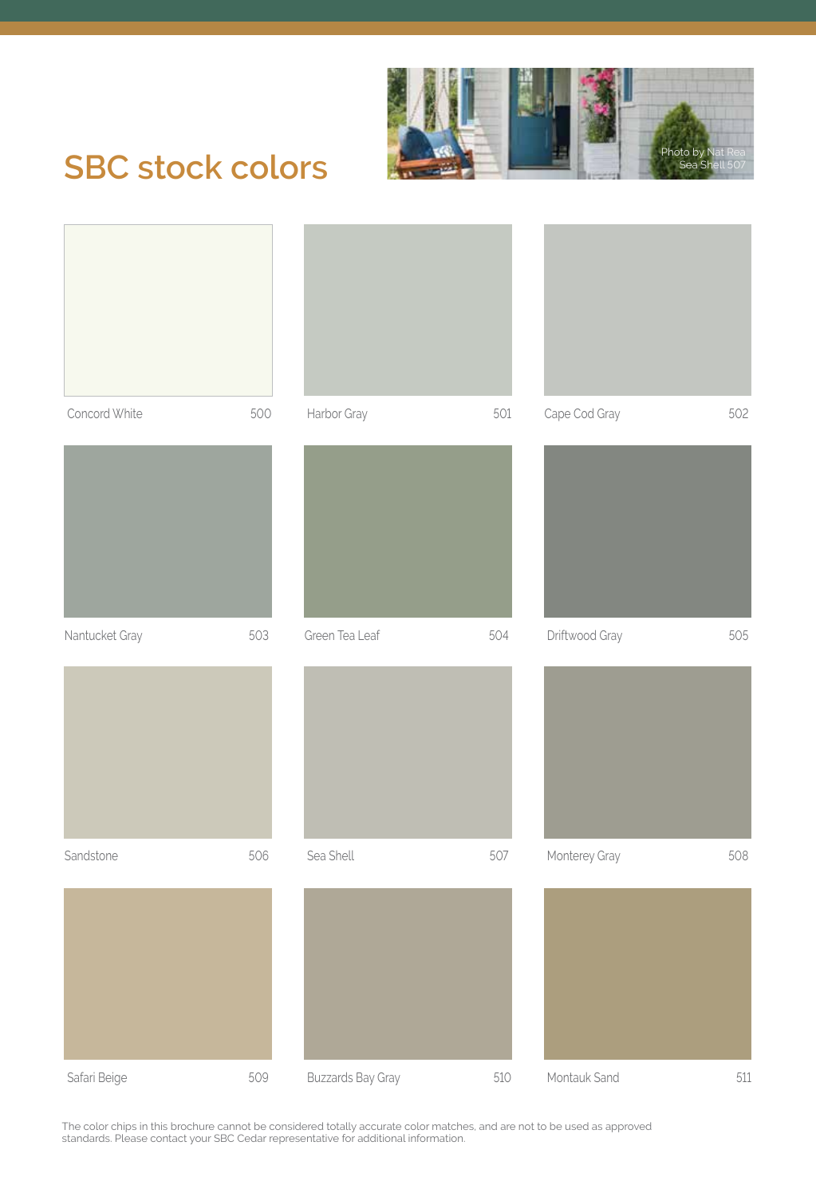# SBC stock colors

Photo by Nat Rea
Sea Shell 507

Concord White 500

Harbor Gray 501

Cape Cod Gray 502

Nantucket Gray 503

Green Tea Leaf 504

Driftwood Gray 505

Sandstone 506

Sea Shell 507

Monterey Gray 508

Safari Beige 509

Buzzards Bay Gray 510

Montauk Sand 511

The color chips in this brochure cannot be considered totally accurate color matches, and are not to be used as approved standards. Please contact your SBC Cedar representative for additional information.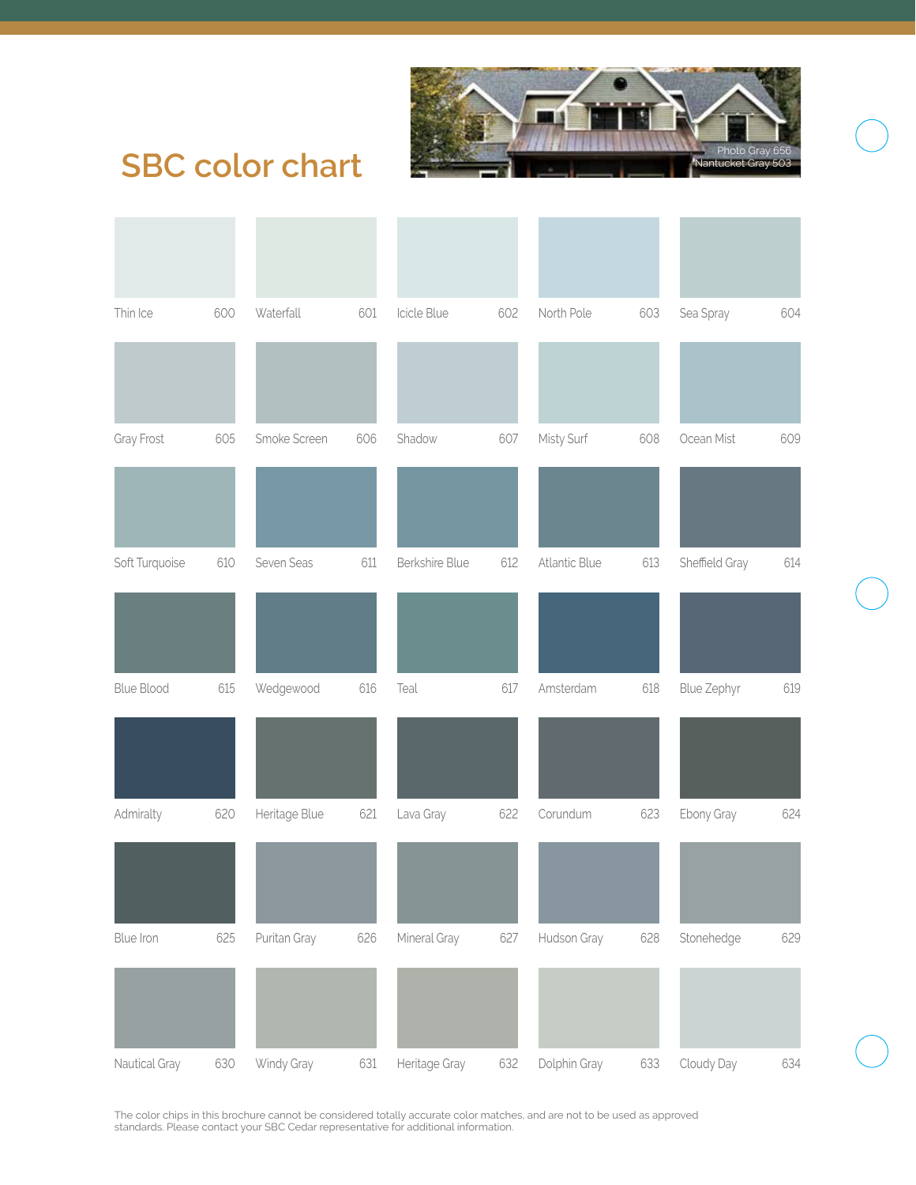# SBC color chart

Photo Gray 656
Nantucket Gray 503

| | | | | |
|---|---|---|---|---|
| Thin Ice 600 | Waterfall 601 | Icicle Blue 602 | North Pole 603 | Sea Spray 604 |
| Gray Frost 605 | Smoke Screen 606 | Shadow 607 | Misty Surf 608 | Ocean Mist 609 |
| Soft Turquoise 610 | Seven Seas 611 | Berkshire Blue 612 | Atlantic Blue 613 | Sheffield Gray 614 |
| Blue Blood 615 | Wedgewood 616 | Teal 617 | Amsterdam 618 | Blue Zephyr 619 |
| Admiralty 620 | Heritage Blue 621 | Lava Gray 622 | Corundum 623 | Ebony Gray 624 |
| Blue Iron 625 | Puritan Gray 626 | Mineral Gray 627 | Hudson Gray 628 | Stonehedge 629 |
| Nautical Gray 630 | Windy Gray 631 | Heritage Gray 632 | Dolphin Gray 633 | Cloudy Day 634 |

The color chips in this brochure cannot be considered totally accurate color matches, and are not to be used as approved standards. Please contact your SBC Cedar representative for additional information.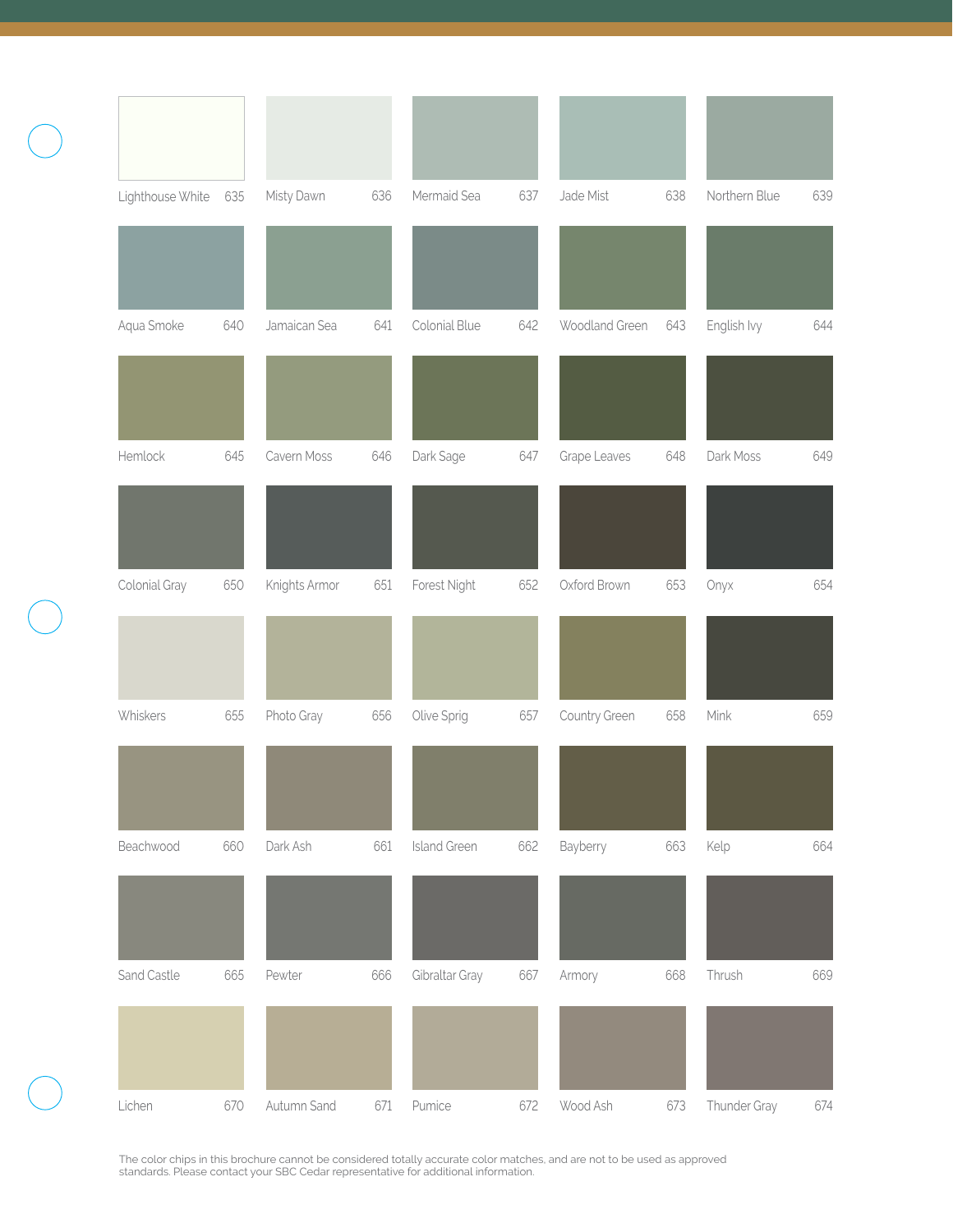| | | | | |
|---|---|---|---|---|
| Lighthouse White 635 | Misty Dawn 636 | Mermaid Sea 637 | Jade Mist 638 | Northern Blue 639 |
| Aqua Smoke 640 | Jamaican Sea 641 | Colonial Blue 642 | Woodland Green 643 | English Ivy 644 |
| Hemlock 645 | Cavern Moss 646 | Dark Sage 647 | Grape Leaves 648 | Dark Moss 649 |
| Colonial Gray 650 | Knights Armor 651 | Forest Night 652 | Oxford Brown 653 | Onyx 654 |
| Whiskers 655 | Photo Gray 656 | Olive Sprig 657 | Country Green 658 | Mink 659 |
| Beachwood 660 | Dark Ash 661 | Island Green 662 | Bayberry 663 | Kelp 664 |
| Sand Castle 665 | Pewter 666 | Gibraltar Gray 667 | Armory 668 | Thrush 669 |
| Lichen 670 | Autumn Sand 671 | Pumice 672 | Wood Ash 673 | Thunder Gray 674 |

The color chips in this brochure cannot be considered totally accurate color matches, and are not to be used as approved standards. Please contact your SBC Cedar representative for additional information.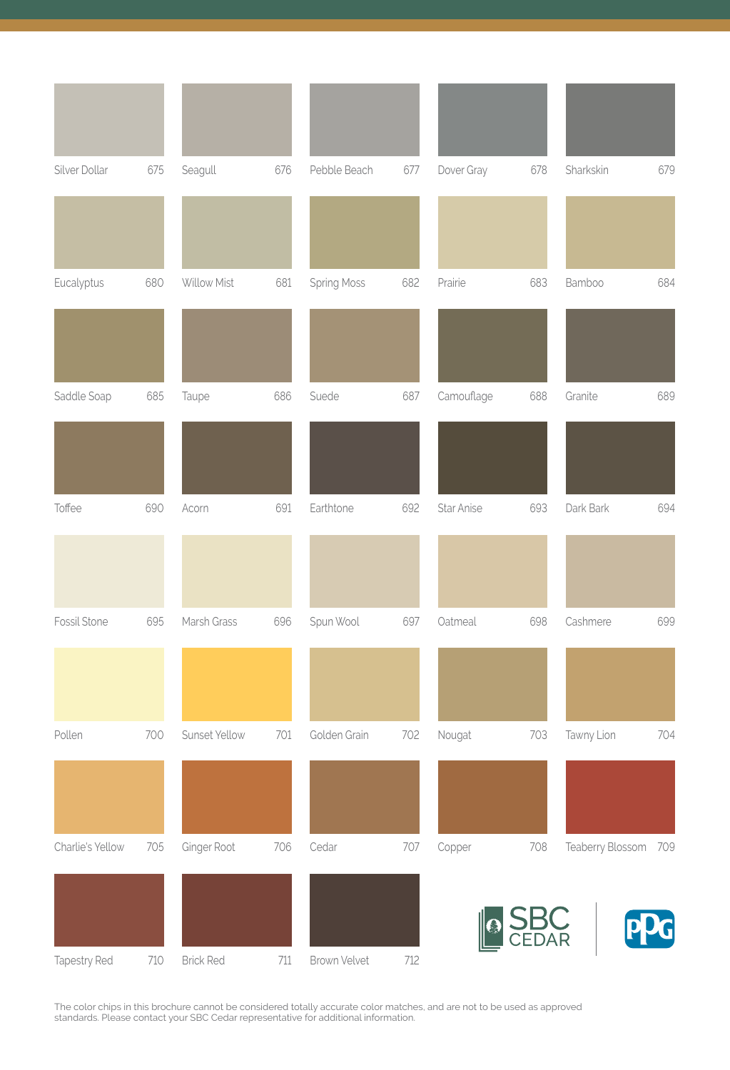Silver Dollar 675

Seagull 676

Pebble Beach 677

Dover Gray 678

Sharkskin 679

Eucalyptus 680

Willow Mist 681

Spring Moss 682

Prairie 683

Bamboo 684

Saddle Soap 685

Taupe 686

Suede 687

Camouflage 688

Granite 689

Toffee 690

Acorn 691

Earthtone 692

Star Anise 693

Dark Bark 694

Fossil Stone 695

Marsh Grass 696

Spun Wool 697

Oatmeal 698

Cashmere 699

Pollen 700

Sunset Yellow 701

Golden Grain 702

Nougat 703

Tawny Lion 704

Charlie's Yellow 705

Ginger Root 706

Cedar 707

Copper 708

Teaberry Blossom 709

Tapestry Red 710

Brick Red 711

Brown Velvet 712

SBC CEDAR

PPG

The color chips in this brochure cannot be considered totally accurate color matches, and are not to be used as approved standards. Please contact your SBC Cedar representative for additional information.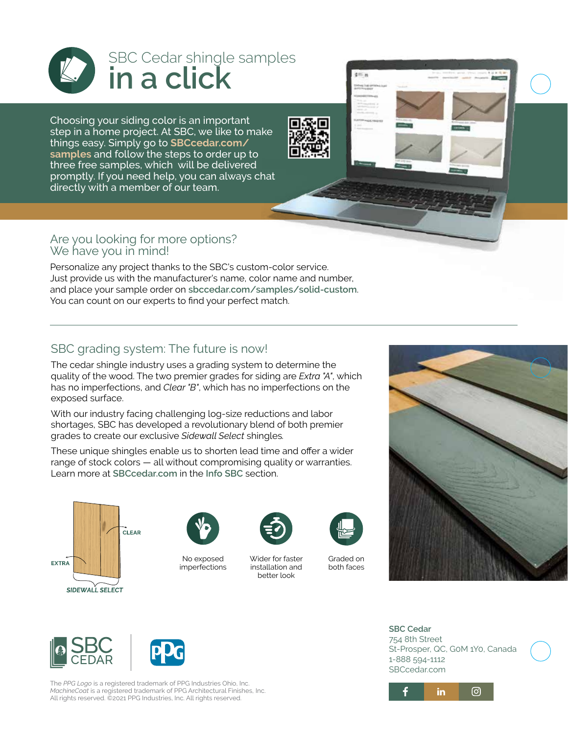# SBC Cedar shingle samples in a click

Choosing your siding color is an important step in a home project. At SBC, we like to make things easy. Simply go to **SBCcedar.com/samples** and follow the steps to order up to three free samples, which will be delivered promptly. If you need help, you can always chat directly with a member of our team.

## Are you looking for more options? We have you in mind!

Personalize any project thanks to the SBC's custom-color service. Just provide us with the manufacturer's name, color name and number, and place your sample order on **sbccedar.com/samples/solid-custom**. You can count on our experts to find your perfect match.

---

## SBC grading system: The future is now!

The cedar shingle industry uses a grading system to determine the quality of the wood. The two premier grades for siding are *Extra "A"*, which has no imperfections, and *Clear "B"*, which has no imperfections on the exposed surface.

With our industry facing challenging log-size reductions and labor shortages, SBC has developed a revolutionary blend of both premier grades to create our exclusive *Sidewall Select* shingles.

These unique shingles enable us to shorten lead time and offer a wider range of stock colors — all without compromising quality or warranties. Learn more at **SBCcedar.com** in the **Info SBC** section.

CLEAR

EXTRA

SIDEWALL SELECT

No exposed imperfections

Wider for faster installation and better look

Graded on both faces

**SBC Cedar**
754 8th Street
St-Prosper, QC, G0M 1Y0, Canada
1-888 594-1112
SBCcedar.com

The *PPG Logo* is a registered trademark of PPG Industries Ohio, Inc.
*MachineCoat* is a registered trademark of PPG Architectural Finishes, Inc.
All rights reserved. ©2021 PPG Industries, Inc. All rights reserved.